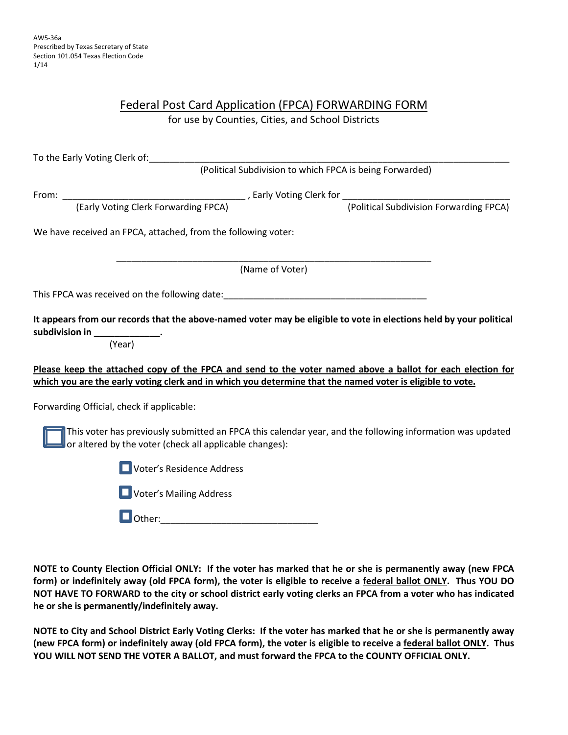AW5-36a
Prescribed by Texas Secretary of State
Section 101.054 Texas Election Code
1/14

# Federal Post Card Application (FPCA) FORWARDING FORM

for use by Counties, Cities, and School Districts

To the Early Voting Clerk of:\_\_\_\_\_\_\_\_\_\_\_\_\_\_\_\_\_\_\_\_\_\_\_\_\_\_\_\_\_\_\_\_\_\_\_\_\_\_\_\_\_\_\_\_\_\_\_\_\_\_\_\_\_\_\_\_\_\_\_\_\_\_\_\_\_\_\_\_\_\_
(Political Subdivision to which FPCA is being Forwarded)

From: \_\_\_\_\_\_\_\_\_\_\_\_\_\_\_\_\_\_\_\_\_\_\_\_\_\_\_\_\_\_\_\_\_\_\_\_ , Early Voting Clerk for \_\_\_\_\_\_\_\_\_\_\_\_\_\_\_\_\_\_\_\_\_\_\_\_\_\_\_\_\_\_\_\_\_\_
(Early Voting Clerk Forwarding FPCA) (Political Subdivision Forwarding FPCA)

We have received an FPCA, attached, from the following voter:

\_\_\_\_\_\_\_\_\_\_\_\_\_\_\_\_\_\_\_\_\_\_\_\_\_\_\_\_\_\_\_\_\_\_\_\_\_\_\_\_\_\_\_\_\_\_\_\_\_\_\_\_\_\_\_\_\_\_\_\_\_\_
(Name of Voter)

This FPCA was received on the following date:\_\_\_\_\_\_\_\_\_\_\_\_\_\_\_\_\_\_\_\_\_\_\_\_\_\_\_\_\_\_\_\_\_\_\_\_\_\_\_\_

**It appears from our records that the above-named voter may be eligible to vote in elections held by your political subdivision in \_\_\_\_\_\_\_\_\_\_\_\_\_.**
(Year)

**<u>Please keep the attached copy of the FPCA and send to the voter named above a ballot for each election for which you are the early voting clerk and in which you determine that the named voter is eligible to vote.</u>**

Forwarding Official, check if applicable:

☐ This voter has previously submitted an FPCA this calendar year, and the following information was updated or altered by the voter (check all applicable changes):

- ☐ Voter's Residence Address
- ☐ Voter's Mailing Address
- ☐ Other:\_\_\_\_\_\_\_\_\_\_\_\_\_\_\_\_\_\_\_\_\_\_\_\_\_\_\_\_\_\_\_

**NOTE to County Election Official ONLY: If the voter has marked that he or she is permanently away (new FPCA form) or indefinitely away (old FPCA form), the voter is eligible to receive a <u>federal ballot ONLY</u>. Thus YOU DO NOT HAVE TO FORWARD to the city or school district early voting clerks an FPCA from a voter who has indicated he or she is permanently/indefinitely away.**

**NOTE to City and School District Early Voting Clerks: If the voter has marked that he or she is permanently away (new FPCA form) or indefinitely away (old FPCA form), the voter is eligible to receive a <u>federal ballot ONLY</u>. Thus YOU WILL NOT SEND THE VOTER A BALLOT, and must forward the FPCA to the COUNTY OFFICIAL ONLY.**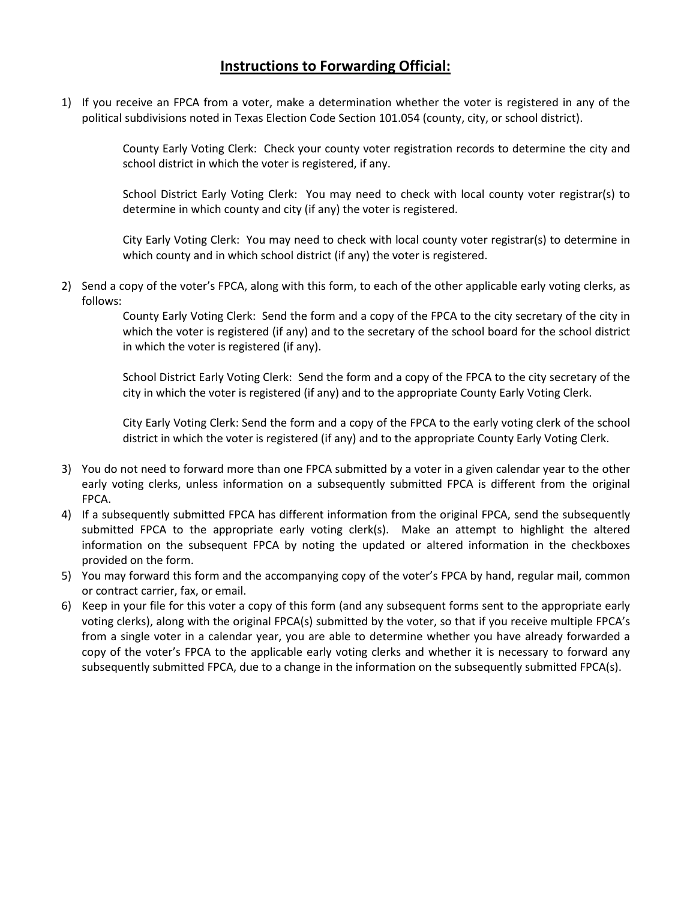## Instructions to Forwarding Official:

1) If you receive an FPCA from a voter, make a determination whether the voter is registered in any of the political subdivisions noted in Texas Election Code Section 101.054 (county, city, or school district).

   County Early Voting Clerk: Check your county voter registration records to determine the city and school district in which the voter is registered, if any.

   School District Early Voting Clerk: You may need to check with local county voter registrar(s) to determine in which county and city (if any) the voter is registered.

   City Early Voting Clerk: You may need to check with local county voter registrar(s) to determine in which county and in which school district (if any) the voter is registered.

2) Send a copy of the voter's FPCA, along with this form, to each of the other applicable early voting clerks, as follows:

   County Early Voting Clerk: Send the form and a copy of the FPCA to the city secretary of the city in which the voter is registered (if any) and to the secretary of the school board for the school district in which the voter is registered (if any).

   School District Early Voting Clerk: Send the form and a copy of the FPCA to the city secretary of the city in which the voter is registered (if any) and to the appropriate County Early Voting Clerk.

   City Early Voting Clerk: Send the form and a copy of the FPCA to the early voting clerk of the school district in which the voter is registered (if any) and to the appropriate County Early Voting Clerk.

3) You do not need to forward more than one FPCA submitted by a voter in a given calendar year to the other early voting clerks, unless information on a subsequently submitted FPCA is different from the original FPCA.
4) If a subsequently submitted FPCA has different information from the original FPCA, send the subsequently submitted FPCA to the appropriate early voting clerk(s). Make an attempt to highlight the altered information on the subsequent FPCA by noting the updated or altered information in the checkboxes provided on the form.
5) You may forward this form and the accompanying copy of the voter's FPCA by hand, regular mail, common or contract carrier, fax, or email.
6) Keep in your file for this voter a copy of this form (and any subsequent forms sent to the appropriate early voting clerks), along with the original FPCA(s) submitted by the voter, so that if you receive multiple FPCA's from a single voter in a calendar year, you are able to determine whether you have already forwarded a copy of the voter's FPCA to the applicable early voting clerks and whether it is necessary to forward any subsequently submitted FPCA, due to a change in the information on the subsequently submitted FPCA(s).